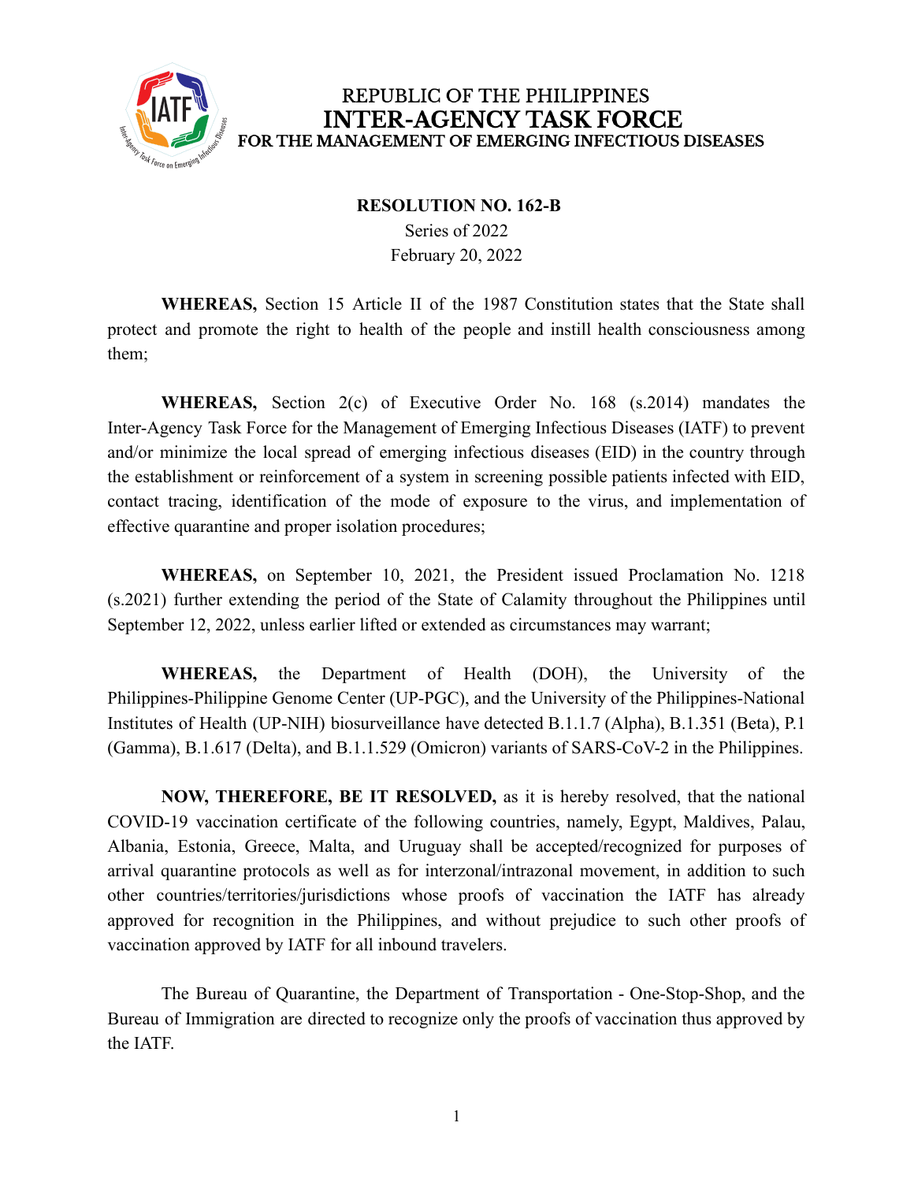REPUBLIC OF THE PHILIPPINES

# INTER-AGENCY TASK FORCE

**FOR THE MANAGEMENT OF EMERGING INFECTIOUS DISEASES**

**RESOLUTION NO. 162-B**

Series of 2022

February 20, 2022

**WHEREAS,** Section 15 Article II of the 1987 Constitution states that the State shall protect and promote the right to health of the people and instill health consciousness among them;

**WHEREAS,** Section 2(c) of Executive Order No. 168 (s.2014) mandates the Inter-Agency Task Force for the Management of Emerging Infectious Diseases (IATF) to prevent and/or minimize the local spread of emerging infectious diseases (EID) in the country through the establishment or reinforcement of a system in screening possible patients infected with EID, contact tracing, identification of the mode of exposure to the virus, and implementation of effective quarantine and proper isolation procedures;

**WHEREAS,** on September 10, 2021, the President issued Proclamation No. 1218 (s.2021) further extending the period of the State of Calamity throughout the Philippines until September 12, 2022, unless earlier lifted or extended as circumstances may warrant;

**WHEREAS,** the Department of Health (DOH), the University of the Philippines-Philippine Genome Center (UP-PGC), and the University of the Philippines-National Institutes of Health (UP-NIH) biosurveillance have detected B.1.1.7 (Alpha), B.1.351 (Beta), P.1 (Gamma), B.1.617 (Delta), and B.1.1.529 (Omicron) variants of SARS-CoV-2 in the Philippines.

**NOW, THEREFORE, BE IT RESOLVED,** as it is hereby resolved, that the national COVID-19 vaccination certificate of the following countries, namely, Egypt, Maldives, Palau, Albania, Estonia, Greece, Malta, and Uruguay shall be accepted/recognized for purposes of arrival quarantine protocols as well as for interzonal/intrazonal movement, in addition to such other countries/territories/jurisdictions whose proofs of vaccination the IATF has already approved for recognition in the Philippines, and without prejudice to such other proofs of vaccination approved by IATF for all inbound travelers.

The Bureau of Quarantine, the Department of Transportation - One-Stop-Shop, and the Bureau of Immigration are directed to recognize only the proofs of vaccination thus approved by the IATF.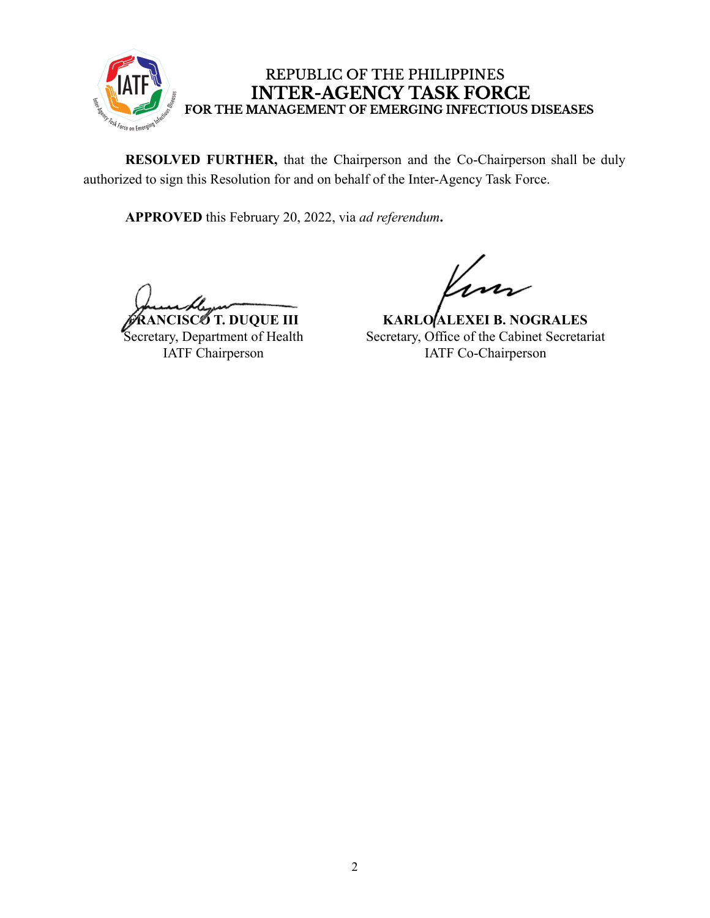REPUBLIC OF THE PHILIPPINES
**INTER-AGENCY TASK FORCE**
**FOR THE MANAGEMENT OF EMERGING INFECTIOUS DISEASES**

**RESOLVED FURTHER,** that the Chairperson and the Co-Chairperson shall be duly authorized to sign this Resolution for and on behalf of the Inter-Agency Task Force.

**APPROVED** this February 20, 2022, via *ad referendum***.**

**FRANCISCO T. DUQUE III**
Secretary, Department of Health
IATF Chairperson

**KARLO ALEXEI B. NOGRALES**
Secretary, Office of the Cabinet Secretariat
IATF Co-Chairperson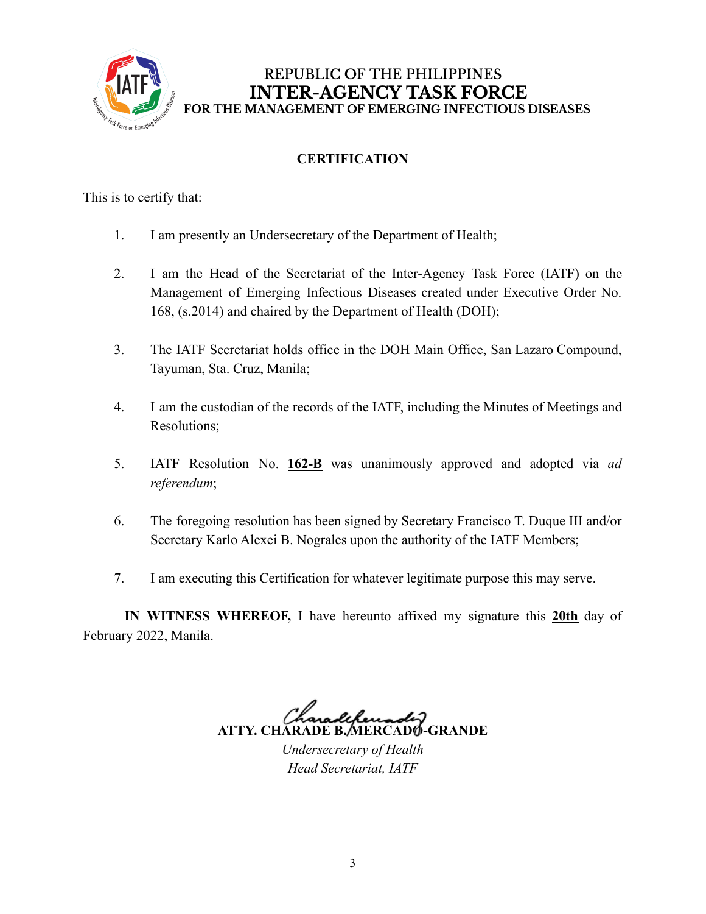REPUBLIC OF THE PHILIPPINES
**INTER-AGENCY TASK FORCE**
**FOR THE MANAGEMENT OF EMERGING INFECTIOUS DISEASES**

**CERTIFICATION**

This is to certify that:

1. I am presently an Undersecretary of the Department of Health;

2. I am the Head of the Secretariat of the Inter-Agency Task Force (IATF) on the Management of Emerging Infectious Diseases created under Executive Order No. 168, (s.2014) and chaired by the Department of Health (DOH);

3. The IATF Secretariat holds office in the DOH Main Office, San Lazaro Compound, Tayuman, Sta. Cruz, Manila;

4. I am the custodian of the records of the IATF, including the Minutes of Meetings and Resolutions;

5. IATF Resolution No. **162-B** was unanimously approved and adopted via *ad referendum*;

6. The foregoing resolution has been signed by Secretary Francisco T. Duque III and/or Secretary Karlo Alexei B. Nograles upon the authority of the IATF Members;

7. I am executing this Certification for whatever legitimate purpose this may serve.

**IN WITNESS WHEREOF,** I have hereunto affixed my signature this **20th** day of February 2022, Manila.

**ATTY. CHARADE B. MERCADO-GRANDE**
*Undersecretary of Health*
*Head Secretariat, IATF*